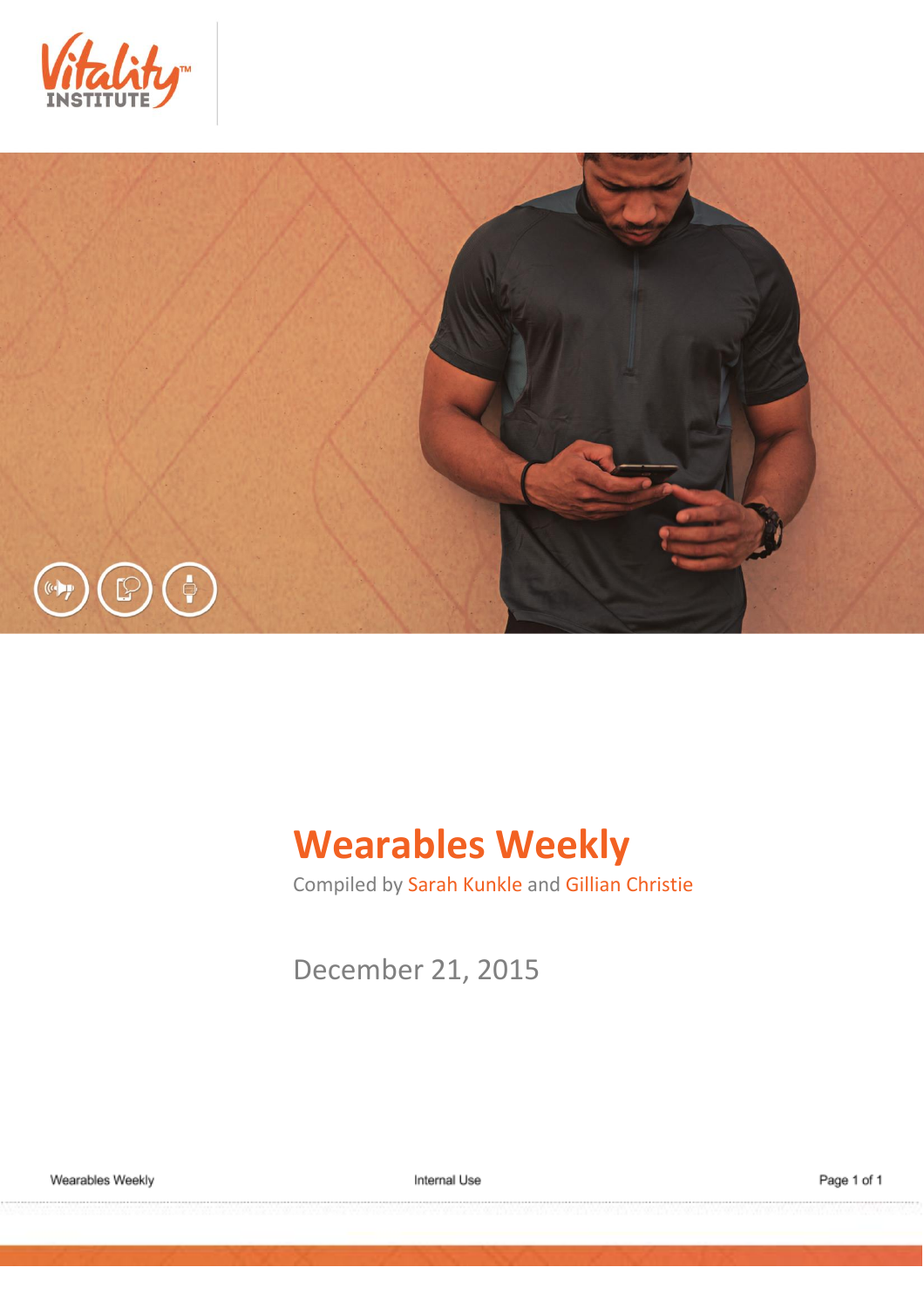# Wearables Weekly

Compiled by Sarah Kunkle and Gillian Christie

December 21, 2015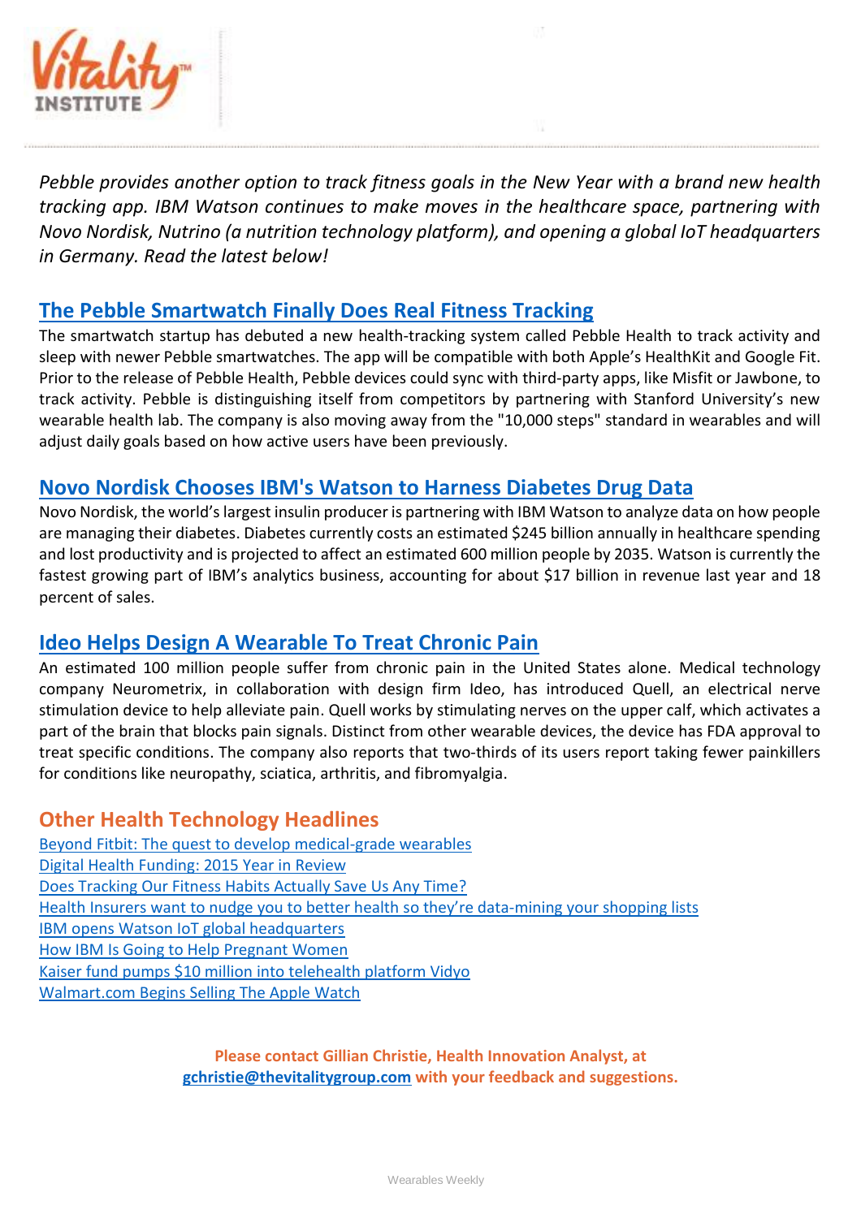*Pebble provides another option to track fitness goals in the New Year with a brand new health tracking app. IBM Watson continues to make moves in the healthcare space, partnering with Novo Nordisk, Nutrino (a nutrition technology platform), and opening a global IoT headquarters in Germany. Read the latest below!*

## The Pebble Smartwatch Finally Does Real Fitness Tracking

The smartwatch startup has debuted a new health-tracking system called Pebble Health to track activity and sleep with newer Pebble smartwatches. The app will be compatible with both Apple's HealthKit and Google Fit. Prior to the release of Pebble Health, Pebble devices could sync with third-party apps, like Misfit or Jawbone, to track activity. Pebble is distinguishing itself from competitors by partnering with Stanford University's new wearable health lab. The company is also moving away from the "10,000 steps" standard in wearables and will adjust daily goals based on how active users have been previously.

## Novo Nordisk Chooses IBM's Watson to Harness Diabetes Drug Data

Novo Nordisk, the world's largest insulin producer is partnering with IBM Watson to analyze data on how people are managing their diabetes. Diabetes currently costs an estimated $245 billion annually in healthcare spending and lost productivity and is projected to affect an estimated 600 million people by 2035. Watson is currently the fastest growing part of IBM's analytics business, accounting for about $17 billion in revenue last year and 18 percent of sales.

## Ideo Helps Design A Wearable To Treat Chronic Pain

An estimated 100 million people suffer from chronic pain in the United States alone. Medical technology company Neurometrix, in collaboration with design firm Ideo, has introduced Quell, an electrical nerve stimulation device to help alleviate pain. Quell works by stimulating nerves on the upper calf, which activates a part of the brain that blocks pain signals. Distinct from other wearable devices, the device has FDA approval to treat specific conditions. The company also reports that two-thirds of its users report taking fewer painkillers for conditions like neuropathy, sciatica, arthritis, and fibromyalgia.

## Other Health Technology Headlines

- Beyond Fitbit: The quest to develop medical-grade wearables
- Digital Health Funding: 2015 Year in Review
- Does Tracking Our Fitness Habits Actually Save Us Any Time?
- Health Insurers want to nudge you to better health so they're data-mining your shopping lists
- IBM opens Watson IoT global headquarters
- How IBM Is Going to Help Pregnant Women
- Kaiser fund pumps $10 million into telehealth platform Vidyo
- Walmart.com Begins Selling The Apple Watch

**Please contact Gillian Christie, Health Innovation Analyst, at gchristie@thevitalitygroup.com with your feedback and suggestions.**